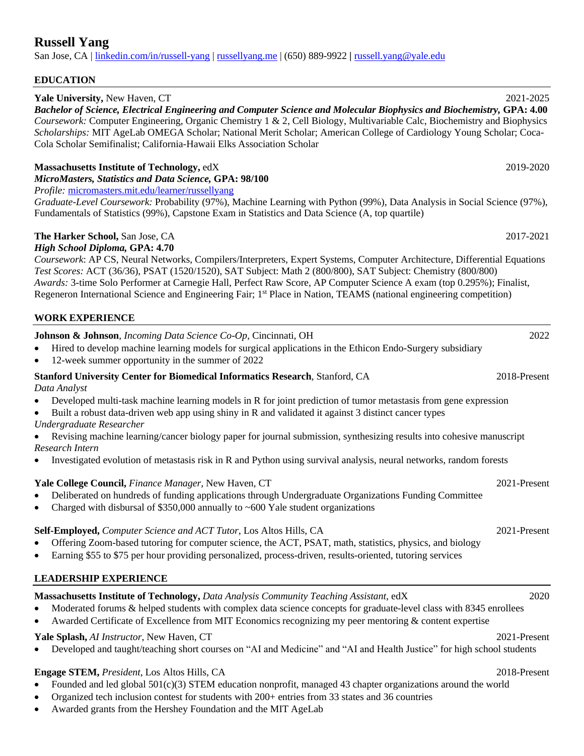# Russell Yang

San Jose, CA | [linkedin.com/in/russell-yang](linkedin.com/in/russell-yang) | [russellyang.me](russellyang.me) | (650) 889-9922 | [russell.yang@yale.edu](mailto:russell.yang@yale.edu)

## EDUCATION

**Yale University,** New Haven, CT — 2021-2025

***Bachelor of Science, Electrical Engineering and Computer Science and Molecular Biophysics and Biochemistry,* GPA: 4.00**

*Coursework:* Computer Engineering, Organic Chemistry 1 & 2, Cell Biology, Multivariable Calc, Biochemistry and Biophysics

*Scholarships:* MIT AgeLab OMEGA Scholar; National Merit Scholar; American College of Cardiology Young Scholar; Coca-Cola Scholar Semifinalist; California-Hawaii Elks Association Scholar

**Massachusetts Institute of Technology,** edX — 2019-2020

***MicroMasters, Statistics and Data Science,* GPA: 98/100**

*Profile:* [micromasters.mit.edu/learner/russellyang](micromasters.mit.edu/learner/russellyang)

*Graduate-Level Coursework:* Probability (97%), Machine Learning with Python (99%), Data Analysis in Social Science (97%), Fundamentals of Statistics (99%), Capstone Exam in Statistics and Data Science (A, top quartile)

**The Harker School,** San Jose, CA — 2017-2021

***High School Diploma,* GPA: 4.70**

*Coursework*: AP CS, Neural Networks, Compilers/Interpreters, Expert Systems, Computer Architecture, Differential Equations

*Test Scores:* ACT (36/36), PSAT (1520/1520), SAT Subject: Math 2 (800/800), SAT Subject: Chemistry (800/800)

*Awards:* 3-time Solo Performer at Carnegie Hall, Perfect Raw Score, AP Computer Science A exam (top 0.295%); Finalist, Regeneron International Science and Engineering Fair; 1st Place in Nation, TEAMS (national engineering competition)

## WORK EXPERIENCE

**Johnson & Johnson**, *Incoming Data Science Co-Op*, Cincinnati, OH — 2022

- Hired to develop machine learning models for surgical applications in the Ethicon Endo-Surgery subsidiary
- 12-week summer opportunity in the summer of 2022

**Stanford University Center for Biomedical Informatics Research**, Stanford, CA — 2018-Present

*Data Analyst*

- Developed multi-task machine learning models in R for joint prediction of tumor metastasis from gene expression
- Built a robust data-driven web app using shiny in R and validated it against 3 distinct cancer types

*Undergraduate Researcher*

- Revising machine learning/cancer biology paper for journal submission, synthesizing results into cohesive manuscript

*Research Intern*

- Investigated evolution of metastasis risk in R and Python using survival analysis, neural networks, random forests

**Yale College Council,** *Finance Manager*, New Haven, CT — 2021-Present

- Deliberated on hundreds of funding applications through Undergraduate Organizations Funding Committee
- Charged with disbursal of $350,000 annually to ~600 Yale student organizations

**Self-Employed,** *Computer Science and ACT Tutor*, Los Altos Hills, CA — 2021-Present

- Offering Zoom-based tutoring for computer science, the ACT, PSAT, math, statistics, physics, and biology
- Earning $55 to $75 per hour providing personalized, process-driven, results-oriented, tutoring services

## LEADERSHIP EXPERIENCE

**Massachusetts Institute of Technology,** *Data Analysis Community Teaching Assistant*, edX — 2020

- Moderated forums & helped students with complex data science concepts for graduate-level class with 8345 enrollees
- Awarded Certificate of Excellence from MIT Economics recognizing my peer mentoring & content expertise

**Yale Splash,** *AI Instructor*, New Haven, CT — 2021-Present

- Developed and taught/teaching short courses on "AI and Medicine" and "AI and Health Justice" for high school students

**Engage STEM,** *President*, Los Altos Hills, CA — 2018-Present

- Founded and led global 501(c)(3) STEM education nonprofit, managed 43 chapter organizations around the world
- Organized tech inclusion contest for students with 200+ entries from 33 states and 36 countries
- Awarded grants from the Hershey Foundation and the MIT AgeLab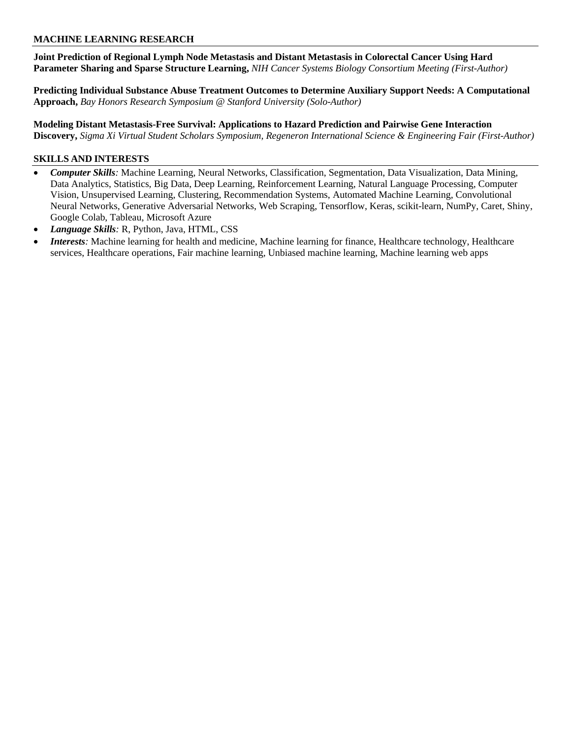## MACHINE LEARNING RESEARCH

**Joint Prediction of Regional Lymph Node Metastasis and Distant Metastasis in Colorectal Cancer Using Hard Parameter Sharing and Sparse Structure Learning,** *NIH Cancer Systems Biology Consortium Meeting (First-Author)*

**Predicting Individual Substance Abuse Treatment Outcomes to Determine Auxiliary Support Needs: A Computational Approach,** *Bay Honors Research Symposium @ Stanford University (Solo-Author)*

**Modeling Distant Metastasis-Free Survival: Applications to Hazard Prediction and Pairwise Gene Interaction Discovery,** *Sigma Xi Virtual Student Scholars Symposium, Regeneron International Science & Engineering Fair (First-Author)*

## SKILLS AND INTERESTS

- ***Computer Skills**:* Machine Learning, Neural Networks, Classification, Segmentation, Data Visualization, Data Mining, Data Analytics, Statistics, Big Data, Deep Learning, Reinforcement Learning, Natural Language Processing, Computer Vision, Unsupervised Learning, Clustering, Recommendation Systems, Automated Machine Learning, Convolutional Neural Networks, Generative Adversarial Networks, Web Scraping, Tensorflow, Keras, scikit-learn, NumPy, Caret, Shiny, Google Colab, Tableau, Microsoft Azure
- ***Language Skills**:* R, Python, Java, HTML, CSS
- ***Interests**:* Machine learning for health and medicine, Machine learning for finance, Healthcare technology, Healthcare services, Healthcare operations, Fair machine learning, Unbiased machine learning, Machine learning web apps